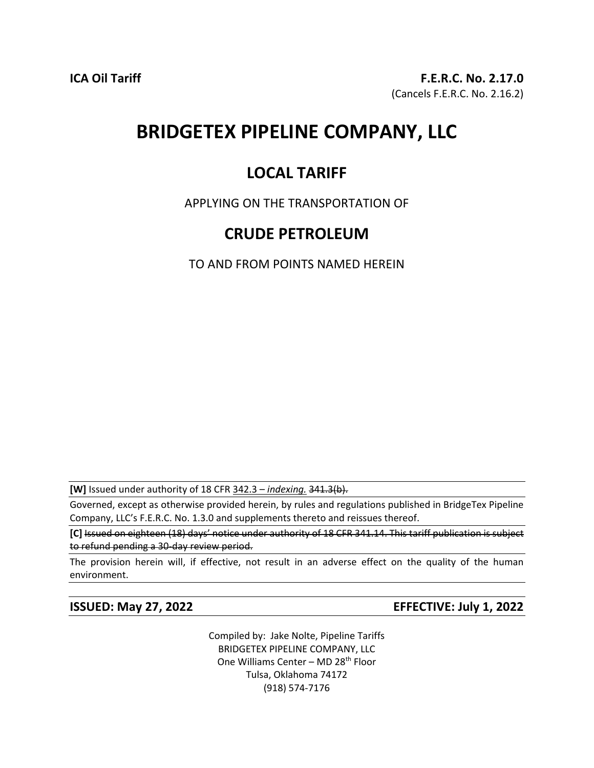**ICA Oil Tariff**

**F.E.R.C. No. 2.17.0**
(Cancels F.E.R.C. No. 2.16.2)

# BRIDGETEX PIPELINE COMPANY, LLC

## LOCAL TARIFF

APPLYING ON THE TRANSPORTATION OF

## CRUDE PETROLEUM

TO AND FROM POINTS NAMED HEREIN

**[W]** Issued under authority of 18 CFR 342.3 – *indexing.* ~~341.3(b).~~

Governed, except as otherwise provided herein, by rules and regulations published in BridgeTex Pipeline Company, LLC's F.E.R.C. No. 1.3.0 and supplements thereto and reissues thereof.

**[C]** ~~Issued on eighteen (18) days' notice under authority of 18 CFR 341.14. This tariff publication is subject to refund pending a 30-day review period.~~

The provision herein will, if effective, not result in an adverse effect on the quality of the human environment.

**ISSUED: May 27, 2022** **EFFECTIVE: July 1, 2022**

Compiled by: Jake Nolte, Pipeline Tariffs
BRIDGETEX PIPELINE COMPANY, LLC
One Williams Center – MD 28th Floor
Tulsa, Oklahoma 74172
(918) 574-7176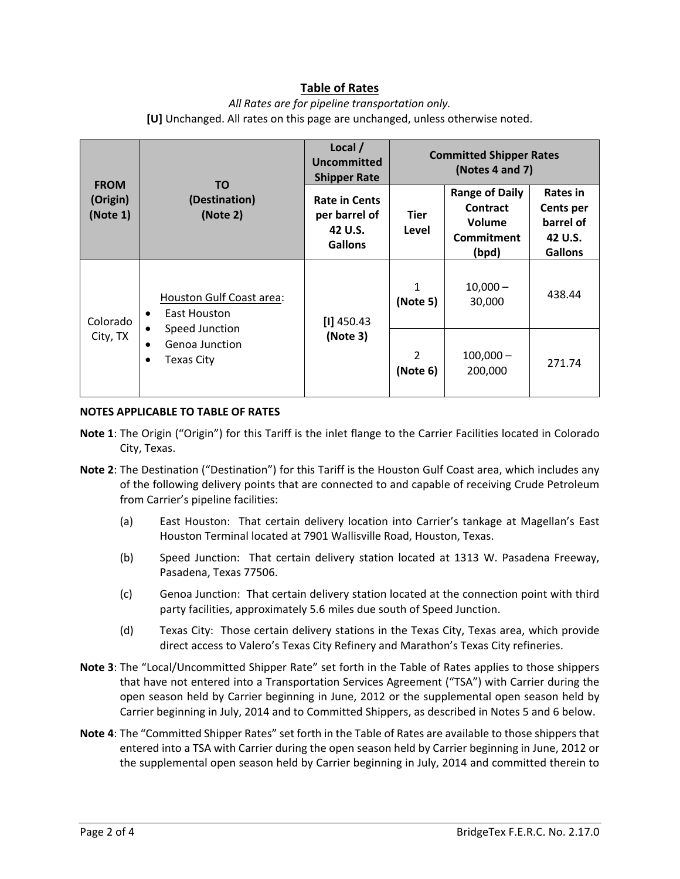## Table of Rates

*All Rates are for pipeline transportation only.*

**[U]** Unchanged. All rates on this page are unchanged, unless otherwise noted.

| FROM (Origin) (Note 1) | TO (Destination) (Note 2) | Local / Uncommitted Shipper Rate | Committed Shipper Rates (Notes 4 and 7) | | |
|---|---|---|---|---|---|
| | | Rate in Cents per barrel of 42 U.S. Gallons | Tier Level | Range of Daily Contract Volume Commitment (bpd) | Rates in Cents per barrel of 42 U.S. Gallons |
| Colorado City, TX | Houston Gulf Coast area: <br>• East Houston <br>• Speed Junction <br>• Genoa Junction <br>• Texas City | [I] 450.43 (Note 3) | 1 (Note 5) | 10,000 – 30,000 | 438.44 |
| | | | 2 (Note 6) | 100,000 – 200,000 | 271.74 |

**NOTES APPLICABLE TO TABLE OF RATES**

**Note 1**: The Origin ("Origin") for this Tariff is the inlet flange to the Carrier Facilities located in Colorado City, Texas.

**Note 2**: The Destination ("Destination") for this Tariff is the Houston Gulf Coast area, which includes any of the following delivery points that are connected to and capable of receiving Crude Petroleum from Carrier's pipeline facilities:

(a) East Houston: That certain delivery location into Carrier's tankage at Magellan's East Houston Terminal located at 7901 Wallisville Road, Houston, Texas.

(b) Speed Junction: That certain delivery station located at 1313 W. Pasadena Freeway, Pasadena, Texas 77506.

(c) Genoa Junction: That certain delivery station located at the connection point with third party facilities, approximately 5.6 miles due south of Speed Junction.

(d) Texas City: Those certain delivery stations in the Texas City, Texas area, which provide direct access to Valero's Texas City Refinery and Marathon's Texas City refineries.

**Note 3**: The "Local/Uncommitted Shipper Rate" set forth in the Table of Rates applies to those shippers that have not entered into a Transportation Services Agreement ("TSA") with Carrier during the open season held by Carrier beginning in June, 2012 or the supplemental open season held by Carrier beginning in July, 2014 and to Committed Shippers, as described in Notes 5 and 6 below.

**Note 4**: The "Committed Shipper Rates" set forth in the Table of Rates are available to those shippers that entered into a TSA with Carrier during the open season held by Carrier beginning in June, 2012 or the supplemental open season held by Carrier beginning in July, 2014 and committed therein to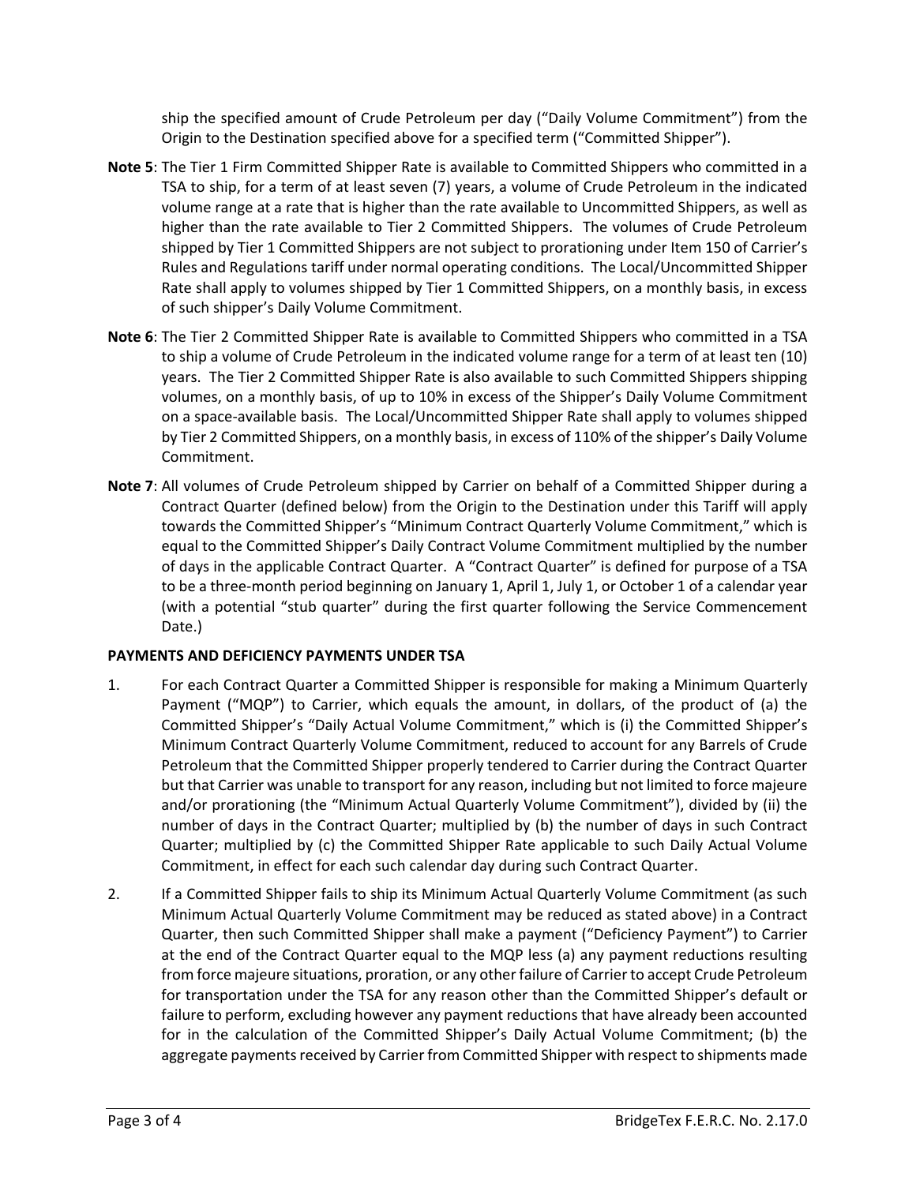ship the specified amount of Crude Petroleum per day ("Daily Volume Commitment") from the Origin to the Destination specified above for a specified term ("Committed Shipper").

**Note 5**: The Tier 1 Firm Committed Shipper Rate is available to Committed Shippers who committed in a TSA to ship, for a term of at least seven (7) years, a volume of Crude Petroleum in the indicated volume range at a rate that is higher than the rate available to Uncommitted Shippers, as well as higher than the rate available to Tier 2 Committed Shippers. The volumes of Crude Petroleum shipped by Tier 1 Committed Shippers are not subject to prorationing under Item 150 of Carrier's Rules and Regulations tariff under normal operating conditions. The Local/Uncommitted Shipper Rate shall apply to volumes shipped by Tier 1 Committed Shippers, on a monthly basis, in excess of such shipper's Daily Volume Commitment.

**Note 6**: The Tier 2 Committed Shipper Rate is available to Committed Shippers who committed in a TSA to ship a volume of Crude Petroleum in the indicated volume range for a term of at least ten (10) years. The Tier 2 Committed Shipper Rate is also available to such Committed Shippers shipping volumes, on a monthly basis, of up to 10% in excess of the Shipper's Daily Volume Commitment on a space-available basis. The Local/Uncommitted Shipper Rate shall apply to volumes shipped by Tier 2 Committed Shippers, on a monthly basis, in excess of 110% of the shipper's Daily Volume Commitment.

**Note 7**: All volumes of Crude Petroleum shipped by Carrier on behalf of a Committed Shipper during a Contract Quarter (defined below) from the Origin to the Destination under this Tariff will apply towards the Committed Shipper's "Minimum Contract Quarterly Volume Commitment," which is equal to the Committed Shipper's Daily Contract Volume Commitment multiplied by the number of days in the applicable Contract Quarter. A "Contract Quarter" is defined for purpose of a TSA to be a three-month period beginning on January 1, April 1, July 1, or October 1 of a calendar year (with a potential "stub quarter" during the first quarter following the Service Commencement Date.)

**PAYMENTS AND DEFICIENCY PAYMENTS UNDER TSA**

1. For each Contract Quarter a Committed Shipper is responsible for making a Minimum Quarterly Payment ("MQP") to Carrier, which equals the amount, in dollars, of the product of (a) the Committed Shipper's "Daily Actual Volume Commitment," which is (i) the Committed Shipper's Minimum Contract Quarterly Volume Commitment, reduced to account for any Barrels of Crude Petroleum that the Committed Shipper properly tendered to Carrier during the Contract Quarter but that Carrier was unable to transport for any reason, including but not limited to force majeure and/or prorationing (the "Minimum Actual Quarterly Volume Commitment"), divided by (ii) the number of days in the Contract Quarter; multiplied by (b) the number of days in such Contract Quarter; multiplied by (c) the Committed Shipper Rate applicable to such Daily Actual Volume Commitment, in effect for each such calendar day during such Contract Quarter.

2. If a Committed Shipper fails to ship its Minimum Actual Quarterly Volume Commitment (as such Minimum Actual Quarterly Volume Commitment may be reduced as stated above) in a Contract Quarter, then such Committed Shipper shall make a payment ("Deficiency Payment") to Carrier at the end of the Contract Quarter equal to the MQP less (a) any payment reductions resulting from force majeure situations, proration, or any other failure of Carrier to accept Crude Petroleum for transportation under the TSA for any reason other than the Committed Shipper's default or failure to perform, excluding however any payment reductions that have already been accounted for in the calculation of the Committed Shipper's Daily Actual Volume Commitment; (b) the aggregate payments received by Carrier from Committed Shipper with respect to shipments made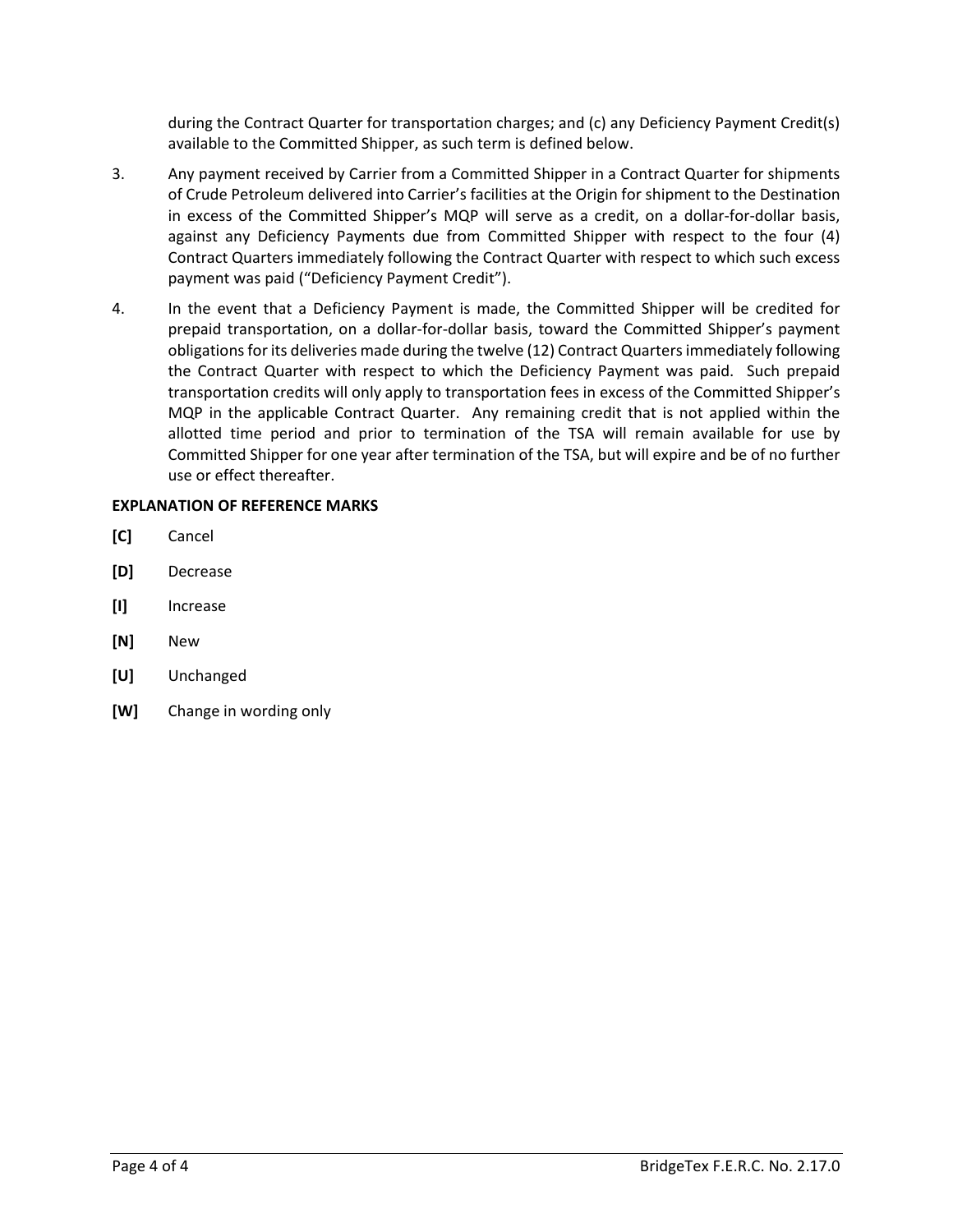during the Contract Quarter for transportation charges; and (c) any Deficiency Payment Credit(s) available to the Committed Shipper, as such term is defined below.

3. Any payment received by Carrier from a Committed Shipper in a Contract Quarter for shipments of Crude Petroleum delivered into Carrier's facilities at the Origin for shipment to the Destination in excess of the Committed Shipper's MQP will serve as a credit, on a dollar-for-dollar basis, against any Deficiency Payments due from Committed Shipper with respect to the four (4) Contract Quarters immediately following the Contract Quarter with respect to which such excess payment was paid ("Deficiency Payment Credit").

4. In the event that a Deficiency Payment is made, the Committed Shipper will be credited for prepaid transportation, on a dollar-for-dollar basis, toward the Committed Shipper's payment obligations for its deliveries made during the twelve (12) Contract Quarters immediately following the Contract Quarter with respect to which the Deficiency Payment was paid. Such prepaid transportation credits will only apply to transportation fees in excess of the Committed Shipper's MQP in the applicable Contract Quarter. Any remaining credit that is not applied within the allotted time period and prior to termination of the TSA will remain available for use by Committed Shipper for one year after termination of the TSA, but will expire and be of no further use or effect thereafter.

**EXPLANATION OF REFERENCE MARKS**

**[C]** Cancel

**[D]** Decrease

**[I]** Increase

**[N]** New

**[U]** Unchanged

**[W]** Change in wording only